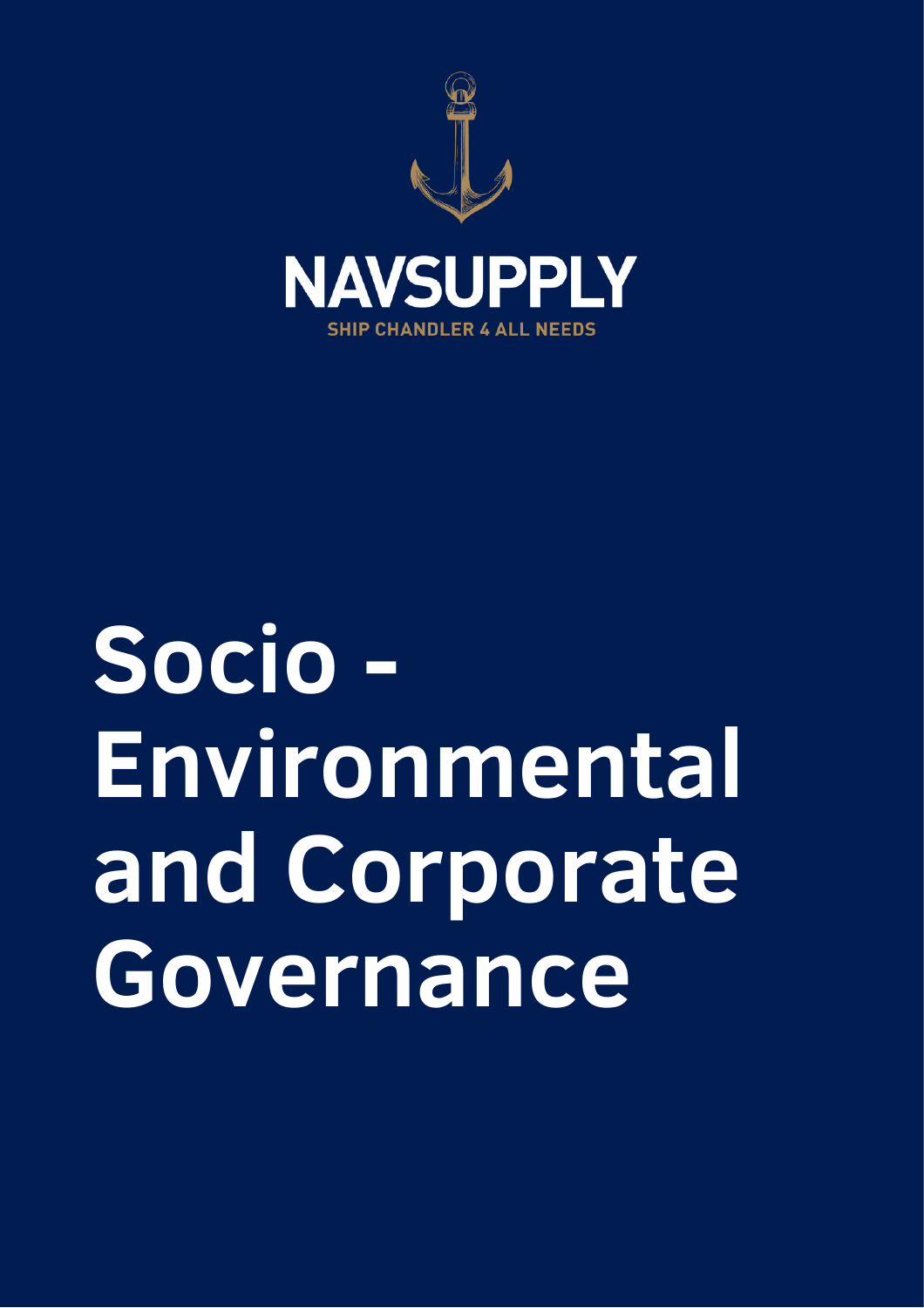NAVSUPPLY

SHIP CHANDLER 4 ALL NEEDS

# Socio - Environmental and Corporate Governance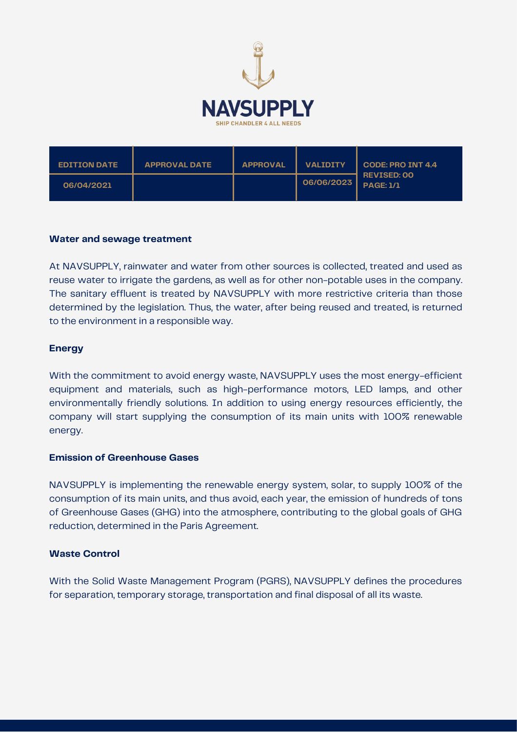NAVSUPPLY

SHIP CHANDLER 4 ALL NEEDS

| EDITION DATE | APPROVAL DATE | APPROVAL | VALIDITY | CODE: PRO INT 4.4 |
| --- | --- | --- | --- | --- |
| 06/04/2021 | | | 06/06/2023 | REVISED: 00<br>PAGE: 1/1 |

### Water and sewage treatment

At NAVSUPPLY, rainwater and water from other sources is collected, treated and used as reuse water to irrigate the gardens, as well as for other non-potable uses in the company. The sanitary effluent is treated by NAVSUPPLY with more restrictive criteria than those determined by the legislation. Thus, the water, after being reused and treated, is returned to the environment in a responsible way.

### Energy

With the commitment to avoid energy waste, NAVSUPPLY uses the most energy-efficient equipment and materials, such as high-performance motors, LED lamps, and other environmentally friendly solutions. In addition to using energy resources efficiently, the company will start supplying the consumption of its main units with 100% renewable energy.

### Emission of Greenhouse Gases

NAVSUPPLY is implementing the renewable energy system, solar, to supply 100% of the consumption of its main units, and thus avoid, each year, the emission of hundreds of tons of Greenhouse Gases (GHG) into the atmosphere, contributing to the global goals of GHG reduction, determined in the Paris Agreement.

### Waste Control

With the Solid Waste Management Program (PGRS), NAVSUPPLY defines the procedures for separation, temporary storage, transportation and final disposal of all its waste.